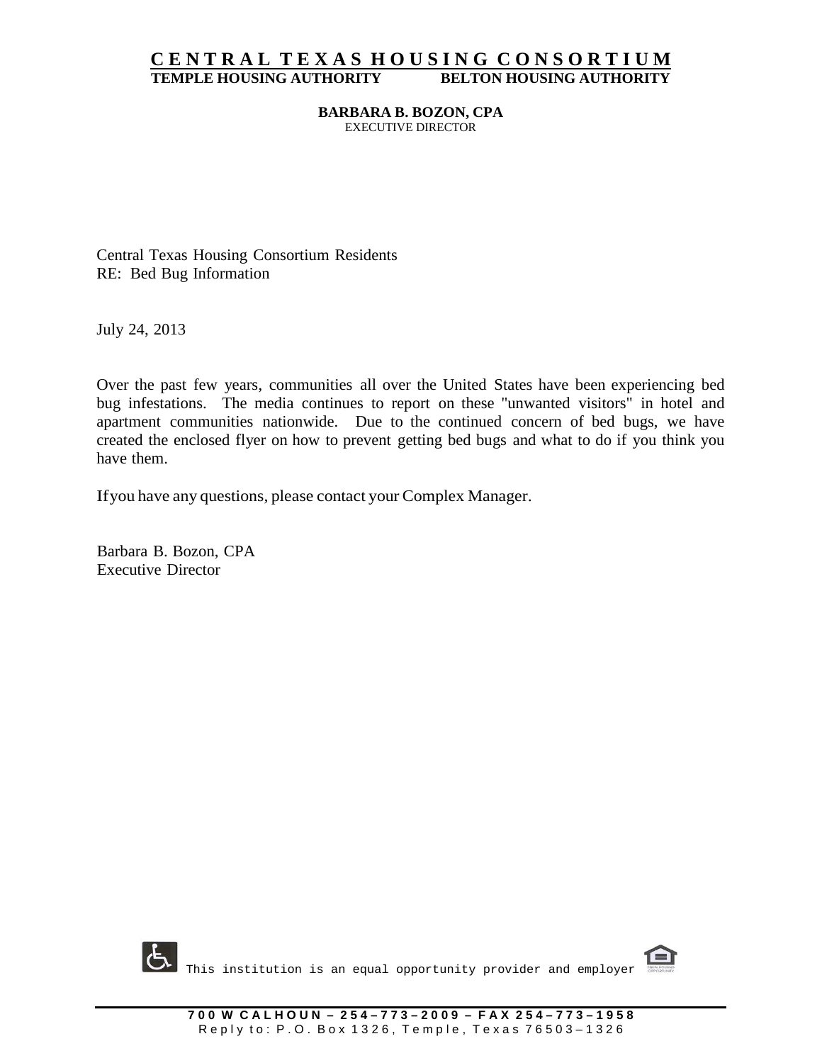# CENTRAL TEXAS HOUSING CONSORTIUM

**TEMPLE HOUSING AUTHORITY** **BELTON HOUSING AUTHORITY**

**BARBARA B. BOZON, CPA**
EXECUTIVE DIRECTOR

Central Texas Housing Consortium Residents
RE: Bed Bug Information

July 24, 2013

Over the past few years, communities all over the United States have been experiencing bed bug infestations. The media continues to report on these "unwanted visitors" in hotel and apartment communities nationwide. Due to the continued concern of bed bugs, we have created the enclosed flyer on how to prevent getting bed bugs and what to do if you think you have them.

If you have any questions, please contact your Complex Manager.

Barbara B. Bozon, CPA
Executive Director

This institution is an equal opportunity provider and employer

**700 W CALHOUN – 254–773–2009 – FAX 254–773–1958**
Reply to: P.O. Box 1326, Temple, Texas 76503–1326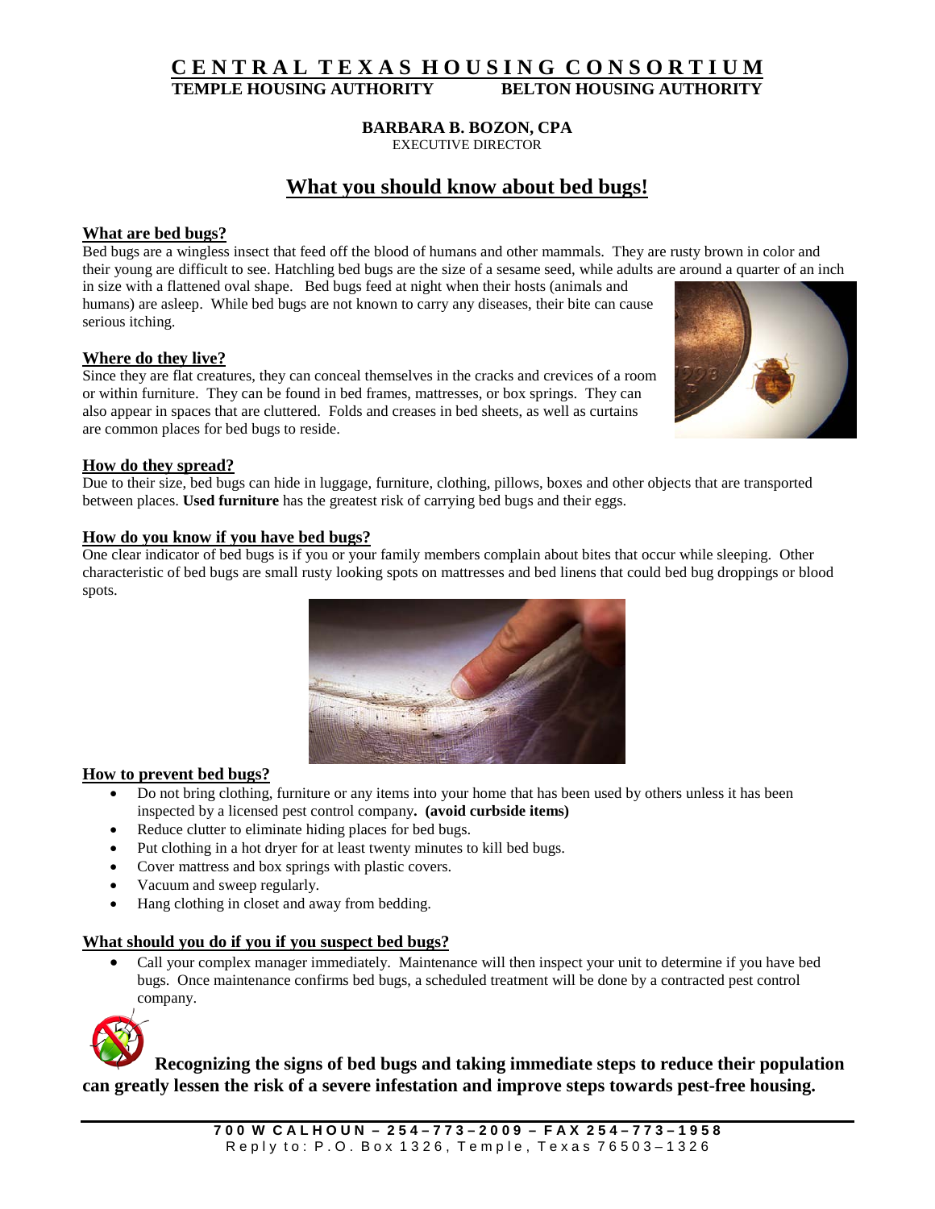# CENTRAL TEXAS HOUSING CONSORTIUM

**TEMPLE HOUSING AUTHORITY** **BELTON HOUSING AUTHORITY**

**BARBARA B. BOZON, CPA**
EXECUTIVE DIRECTOR

## What you should know about bed bugs!

### What are bed bugs?

Bed bugs are a wingless insect that feed off the blood of humans and other mammals. They are rusty brown in color and their young are difficult to see. Hatchling bed bugs are the size of a sesame seed, while adults are around a quarter of an inch in size with a flattened oval shape. Bed bugs feed at night when their hosts (animals and humans) are asleep. While bed bugs are not known to carry any diseases, their bite can cause serious itching.

### Where do they live?

Since they are flat creatures, they can conceal themselves in the cracks and crevices of a room or within furniture. They can be found in bed frames, mattresses, or box springs. They can also appear in spaces that are cluttered. Folds and creases in bed sheets, as well as curtains are common places for bed bugs to reside.

### How do they spread?

Due to their size, bed bugs can hide in luggage, furniture, clothing, pillows, boxes and other objects that are transported between places. **Used furniture** has the greatest risk of carrying bed bugs and their eggs.

### How do you know if you have bed bugs?

One clear indicator of bed bugs is if you or your family members complain about bites that occur while sleeping. Other characteristic of bed bugs are small rusty looking spots on mattresses and bed linens that could bed bug droppings or blood spots.

### How to prevent bed bugs?

- Do not bring clothing, furniture or any items into your home that has been used by others unless it has been inspected by a licensed pest control company**. (avoid curbside items)**
- Reduce clutter to eliminate hiding places for bed bugs.
- Put clothing in a hot dryer for at least twenty minutes to kill bed bugs.
- Cover mattress and box springs with plastic covers.
- Vacuum and sweep regularly.
- Hang clothing in closet and away from bedding.

### What should you do if you if you suspect bed bugs?

- Call your complex manager immediately. Maintenance will then inspect your unit to determine if you have bed bugs. Once maintenance confirms bed bugs, a scheduled treatment will be done by a contracted pest control company.

**Recognizing the signs of bed bugs and taking immediate steps to reduce their population can greatly lessen the risk of a severe infestation and improve steps towards pest-free housing.**

**700 W CALHOUN – 254–773–2009 – FAX 254–773–1958**
Reply to: P.O. Box 1326, Temple, Texas 76503–1326